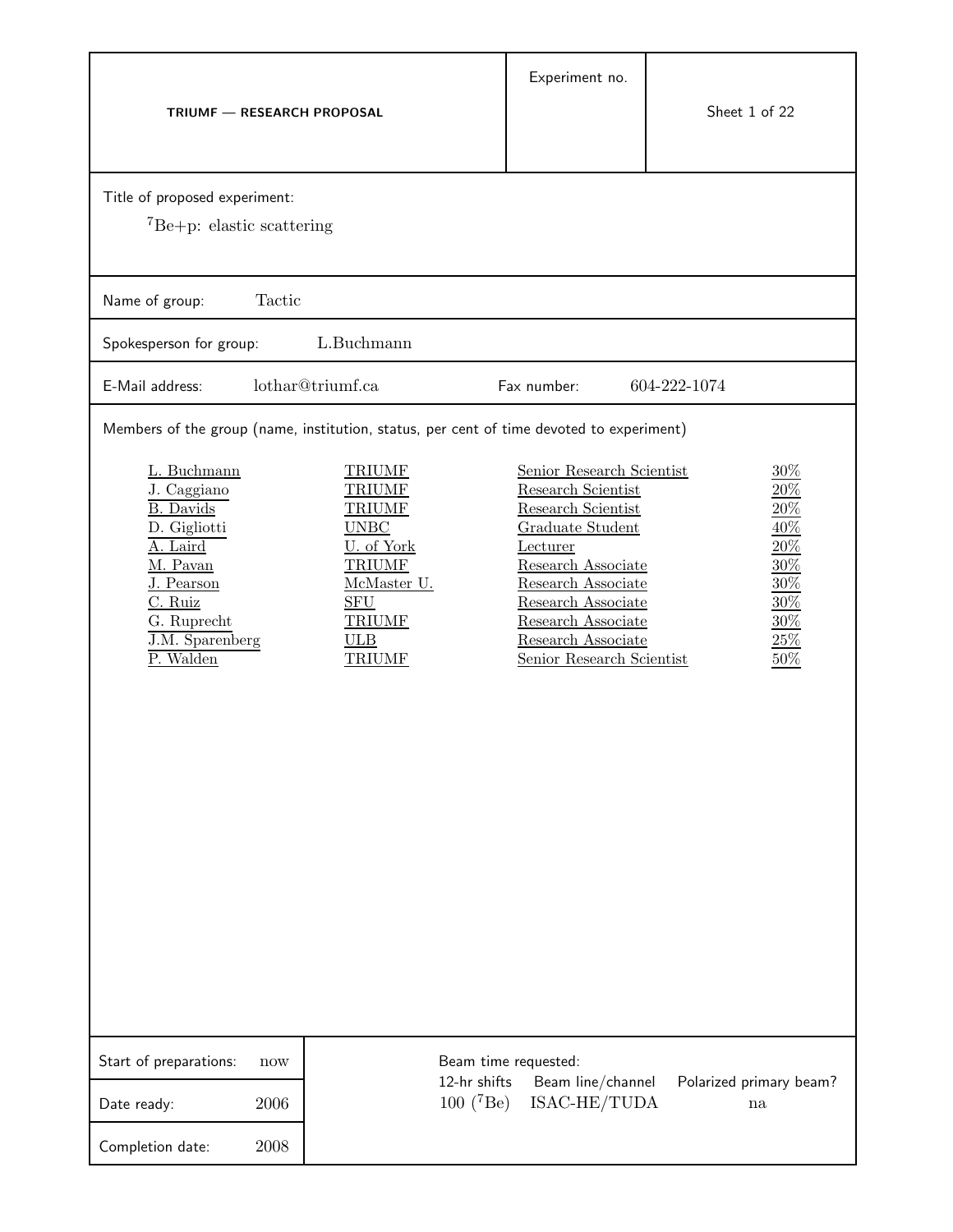**TRIUMF — RESEARCH PROPOSAL**

Experiment no.

Title of proposed experiment:

$^{7}$Be+p: elastic scattering

Name of group: Tactic

Spokesperson for group: L.Buchmann

E-Mail address: lothar@triumf.ca

Fax number: 604-222-1074

Members of the group (name, institution, status, per cent of time devoted to experiment)

| Name | Institution | Status | Per cent of time |
|---|---|---|---|
| L. Buchmann | TRIUMF | Senior Research Scientist | 30% |
| J. Caggiano | TRIUMF | Research Scientist | 20% |
| B. Davids | TRIUMF | Research Scientist | 20% |
| D. Gigliotti | UNBC | Graduate Student | 40% |
| A. Laird | U. of York | Lecturer | 20% |
| M. Pavan | TRIUMF | Research Associate | 30% |
| J. Pearson | McMaster U. | Research Associate | 30% |
| C. Ruiz | SFU | Research Associate | 30% |
| G. Ruprecht | TRIUMF | Research Associate | 30% |
| J.M. Sparenberg | ULB | Research Associate | 25% |
| P. Walden | TRIUMF | Senior Research Scientist | 50% |

Start of preparations: now

Date ready: 2006

Completion date: 2008

Beam time requested:

| 12-hr shifts | Beam line/channel | Polarized primary beam? |
|---|---|---|
| 100 ($^{7}$Be) | ISAC-HE/TUDA | na |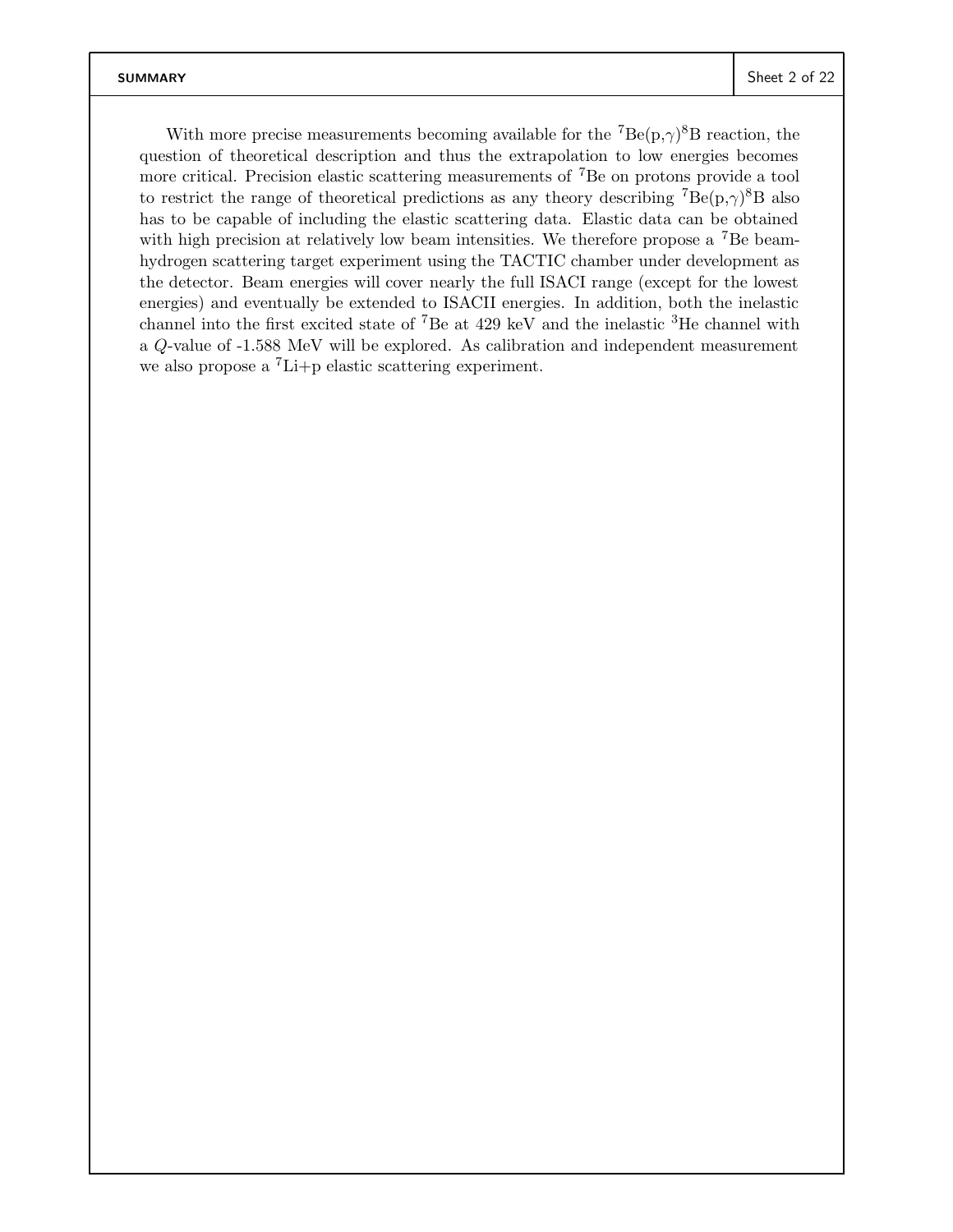## SUMMARY

With more precise measurements becoming available for the $^{7}$Be(p,$\gamma$)$^{8}$B reaction, the question of theoretical description and thus the extrapolation to low energies becomes more critical. Precision elastic scattering measurements of $^{7}$Be on protons provide a tool to restrict the range of theoretical predictions as any theory describing $^{7}$Be(p,$\gamma$)$^{8}$B also has to be capable of including the elastic scattering data. Elastic data can be obtained with high precision at relatively low beam intensities. We therefore propose a $^{7}$Be beam-hydrogen scattering target experiment using the TACTIC chamber under development as the detector. Beam energies will cover nearly the full ISACI range (except for the lowest energies) and eventually be extended to ISACII energies. In addition, both the inelastic channel into the first excited state of $^{7}$Be at 429 keV and the inelastic $^{3}$He channel with a $Q$-value of -1.588 MeV will be explored. As calibration and independent measurement we also propose a $^{7}$Li+p elastic scattering experiment.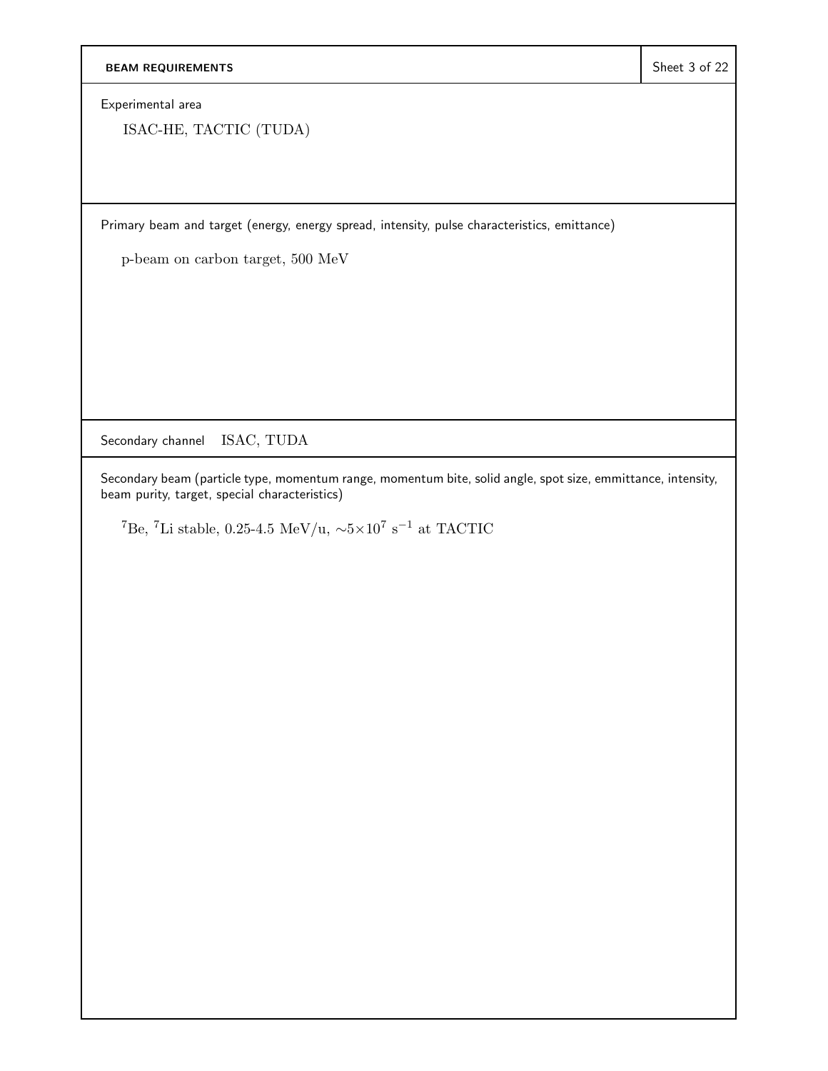## BEAM REQUIREMENTS

Experimental area

ISAC-HE, TACTIC (TUDA)

Primary beam and target (energy, energy spread, intensity, pulse characteristics, emittance)

p-beam on carbon target, 500 MeV

Secondary channel ISAC, TUDA

Secondary beam (particle type, momentum range, momentum bite, solid angle, spot size, emmittance, intensity, beam purity, target, special characteristics)

$^{7}$Be, $^{7}$Li stable, 0.25-4.5 MeV/u, $\sim 5\times 10^{7}$ s$^{-1}$ at TACTIC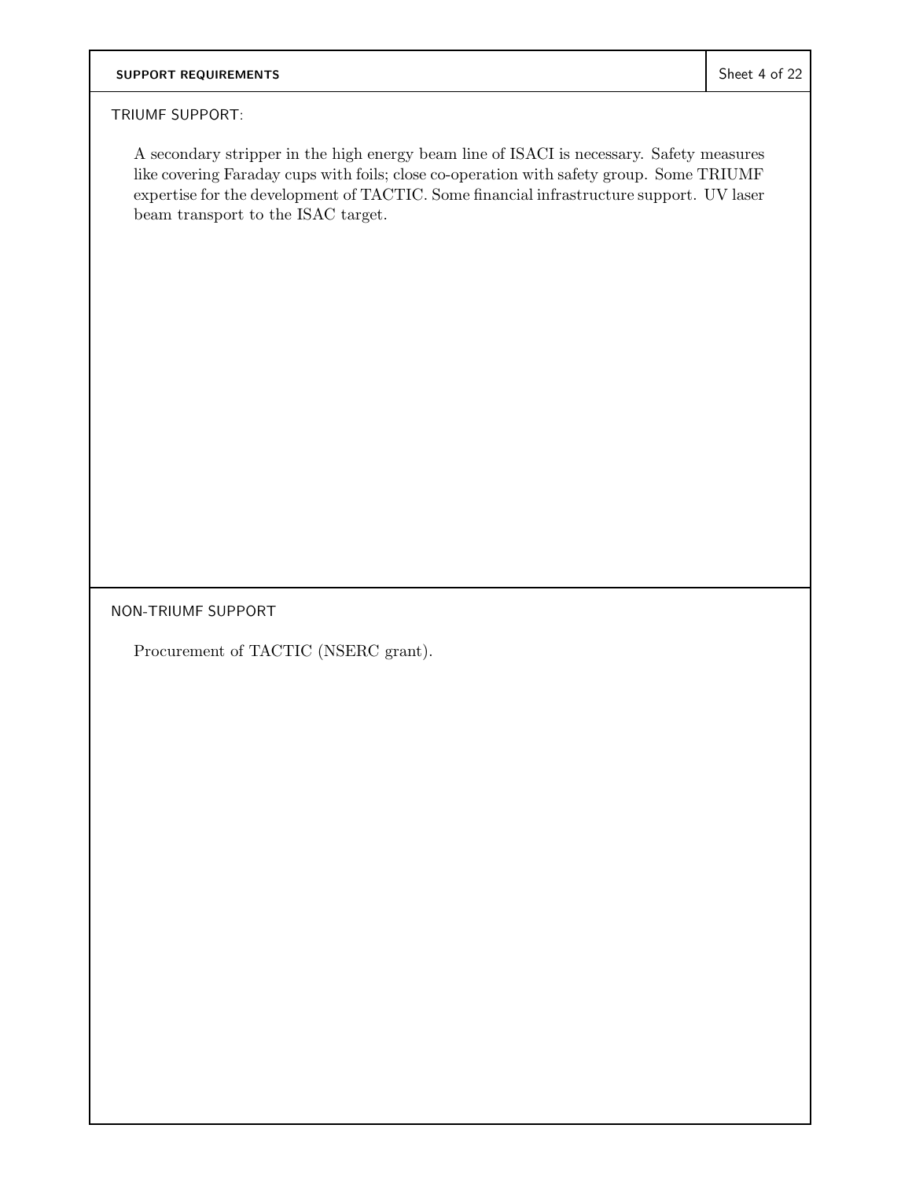## SUPPORT REQUIREMENTS

### TRIUMF SUPPORT:

A secondary stripper in the high energy beam line of ISACI is necessary. Safety measures like covering Faraday cups with foils; close co-operation with safety group. Some TRIUMF expertise for the development of TACTIC. Some financial infrastructure support. UV laser beam transport to the ISAC target.

### NON-TRIUMF SUPPORT

Procurement of TACTIC (NSERC grant).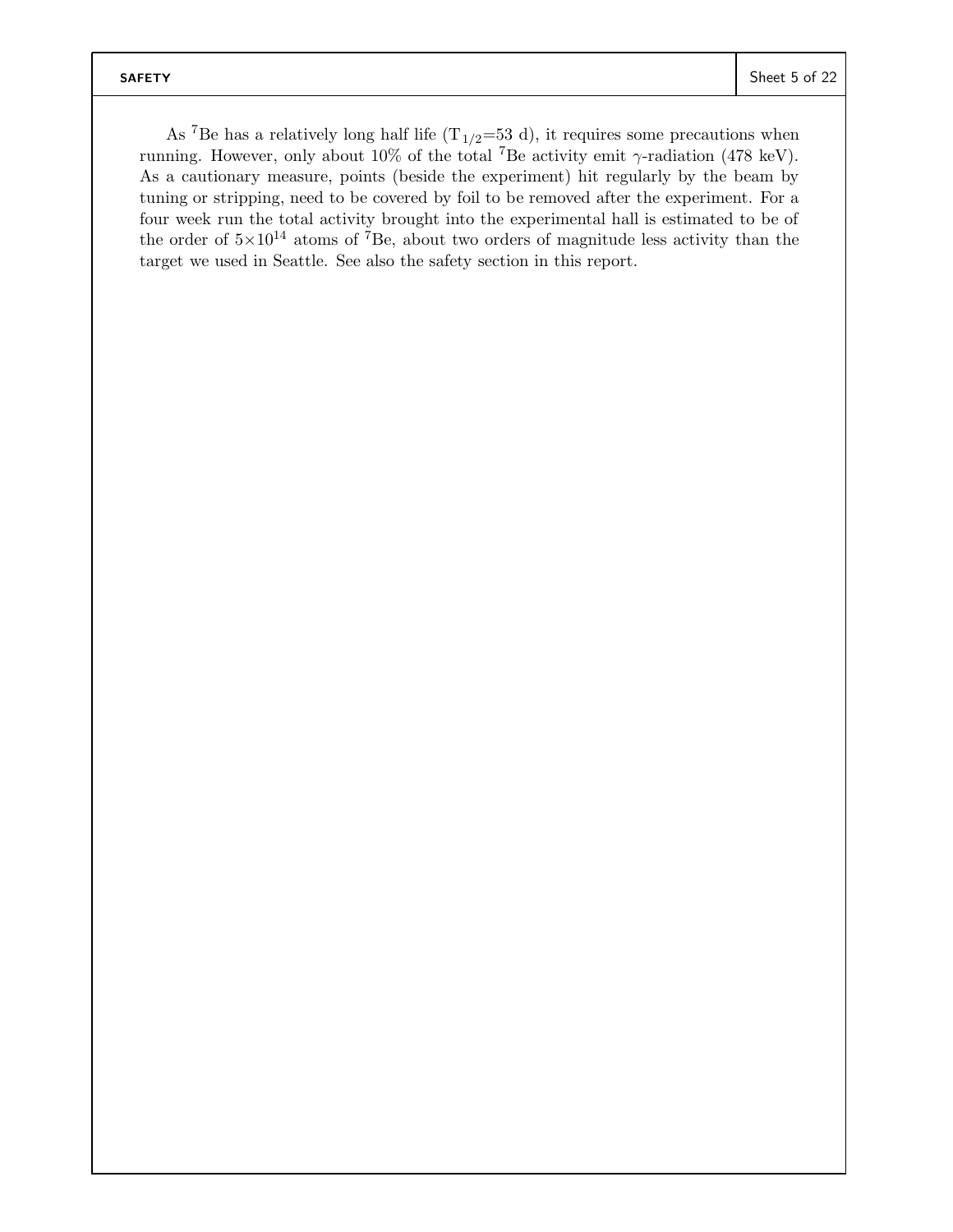As $^{7}$Be has a relatively long half life ($T_{1/2}$=53 d), it requires some precautions when running. However, only about 10% of the total $^{7}$Be activity emit $\gamma$-radiation (478 keV). As a cautionary measure, points (beside the experiment) hit regularly by the beam by tuning or stripping, need to be covered by foil to be removed after the experiment. For a four week run the total activity brought into the experimental hall is estimated to be of the order of $5\times10^{14}$ atoms of $^{7}$Be, about two orders of magnitude less activity than the target we used in Seattle. See also the safety section in this report.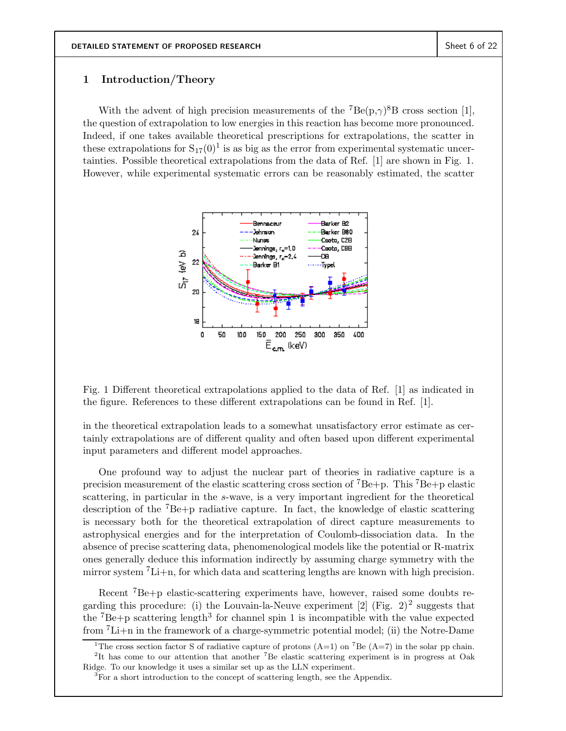## 1 Introduction/Theory

With the advent of high precision measurements of the $^7$Be(p,$\gamma$)$^8$B cross section [1], the question of extrapolation to low energies in this reaction has become more pronounced. Indeed, if one takes available theoretical prescriptions for extrapolations, the scatter in these extrapolations for $S_{17}(0)$[1] is as big as the error from experimental systematic uncertainties. Possible theoretical extrapolations from the data of Ref. [1] are shown in Fig. 1. However, while experimental systematic errors can be reasonably estimated, the scatter in the theoretical extrapolation leads to a somewhat unsatisfactory error estimate as certainly extrapolations are of different quality and often based upon different experimental input parameters and different model approaches.

Fig. 1 Different theoretical extrapolations applied to the data of Ref. [1] as indicated in the figure. References to these different extrapolations can be found in Ref. [1].

One profound way to adjust the nuclear part of theories in radiative capture is a precision measurement of the elastic scattering cross section of $^7$Be+p. This $^7$Be+p elastic scattering, in particular in the *s*-wave, is a very important ingredient for the theoretical description of the $^7$Be+p radiative capture. In fact, the knowledge of elastic scattering is necessary both for the theoretical extrapolation of direct capture measurements to astrophysical energies and for the interpretation of Coulomb-dissociation data. In the absence of precise scattering data, phenomenological models like the potential or R-matrix ones generally deduce this information indirectly by assuming charge symmetry with the mirror system $^7$Li+n, for which data and scattering lengths are known with high precision.

Recent $^7$Be+p elastic-scattering experiments have, however, raised some doubts regarding this procedure: (i) the Louvain-la-Neuve experiment [2] (Fig. 2)[2] suggests that the $^7$Be+p scattering length[3] for channel spin 1 is incompatible with the value expected from $^7$Li+n in the framework of a charge-symmetric potential model; (ii) the Notre-Dame

[1] The cross section factor S of radiative capture of protons (A=1) on $^7$Be (A=7) in the solar pp chain.

[2] It has come to our attention that another $^7$Be elastic scattering experiment is in progress at Oak Ridge. To our knowledge it uses a similar set up as the LLN experiment.

[3] For a short introduction to the concept of scattering length, see the Appendix.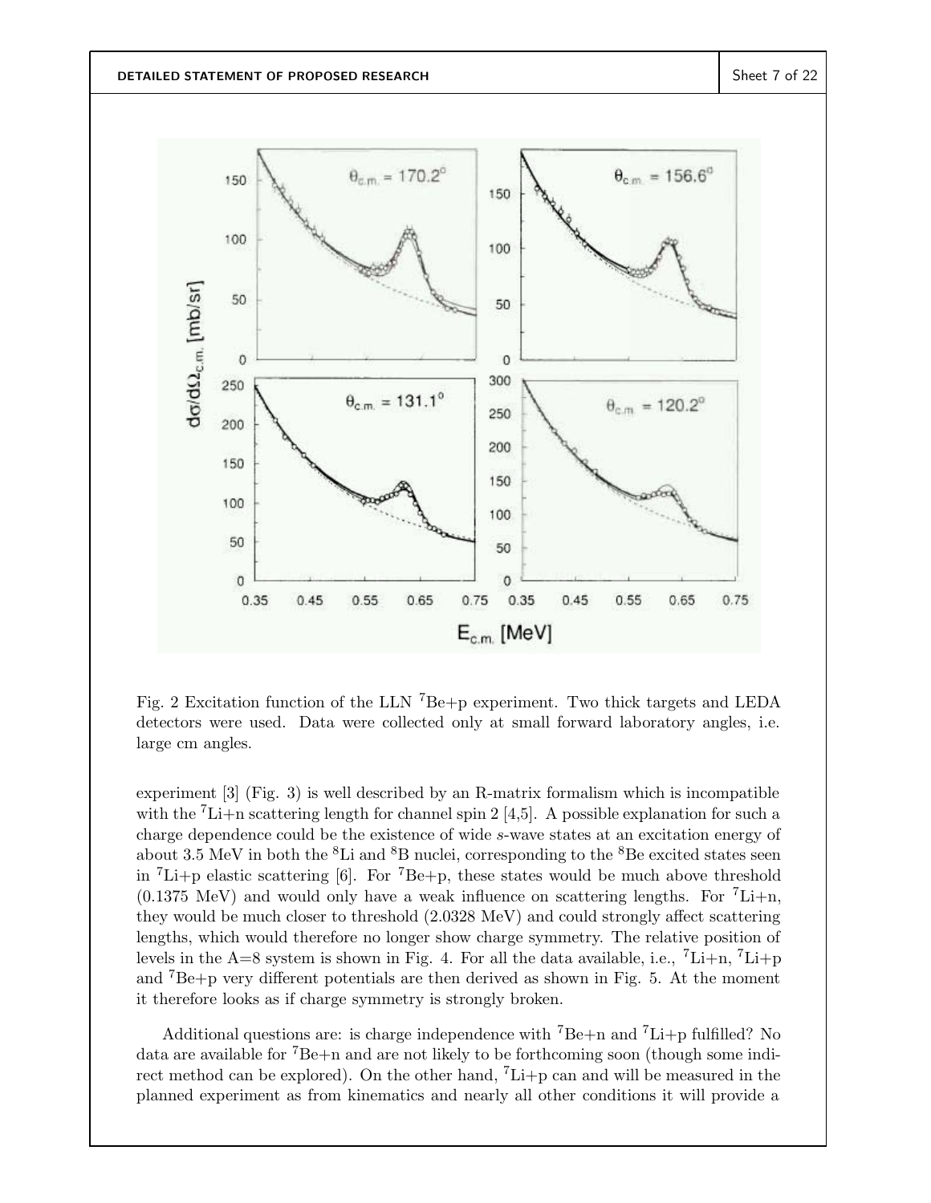Fig. 2 Excitation function of the LLN $^{7}$Be+p experiment. Two thick targets and LEDA detectors were used. Data were collected only at small forward laboratory angles, i.e. large cm angles.

experiment [3] (Fig. 3) is well described by an R-matrix formalism which is incompatible with the $^{7}$Li+n scattering length for channel spin 2 [4,5]. A possible explanation for such a charge dependence could be the existence of wide *s*-wave states at an excitation energy of about 3.5 MeV in both the $^{8}$Li and $^{8}$B nuclei, corresponding to the $^{8}$Be excited states seen in $^{7}$Li+p elastic scattering [6]. For $^{7}$Be+p, these states would be much above threshold (0.1375 MeV) and would only have a weak influence on scattering lengths. For $^{7}$Li+n, they would be much closer to threshold (2.0328 MeV) and could strongly affect scattering lengths, which would therefore no longer show charge symmetry. The relative position of levels in the A=8 system is shown in Fig. 4. For all the data available, i.e., $^{7}$Li+n, $^{7}$Li+p and $^{7}$Be+p very different potentials are then derived as shown in Fig. 5. At the moment it therefore looks as if charge symmetry is strongly broken.

Additional questions are: is charge independence with $^{7}$Be+n and $^{7}$Li+p fulfilled? No data are available for $^{7}$Be+n and are not likely to be forthcoming soon (though some indirect method can be explored). On the other hand, $^{7}$Li+p can and will be measured in the planned experiment as from kinematics and nearly all other conditions it will provide a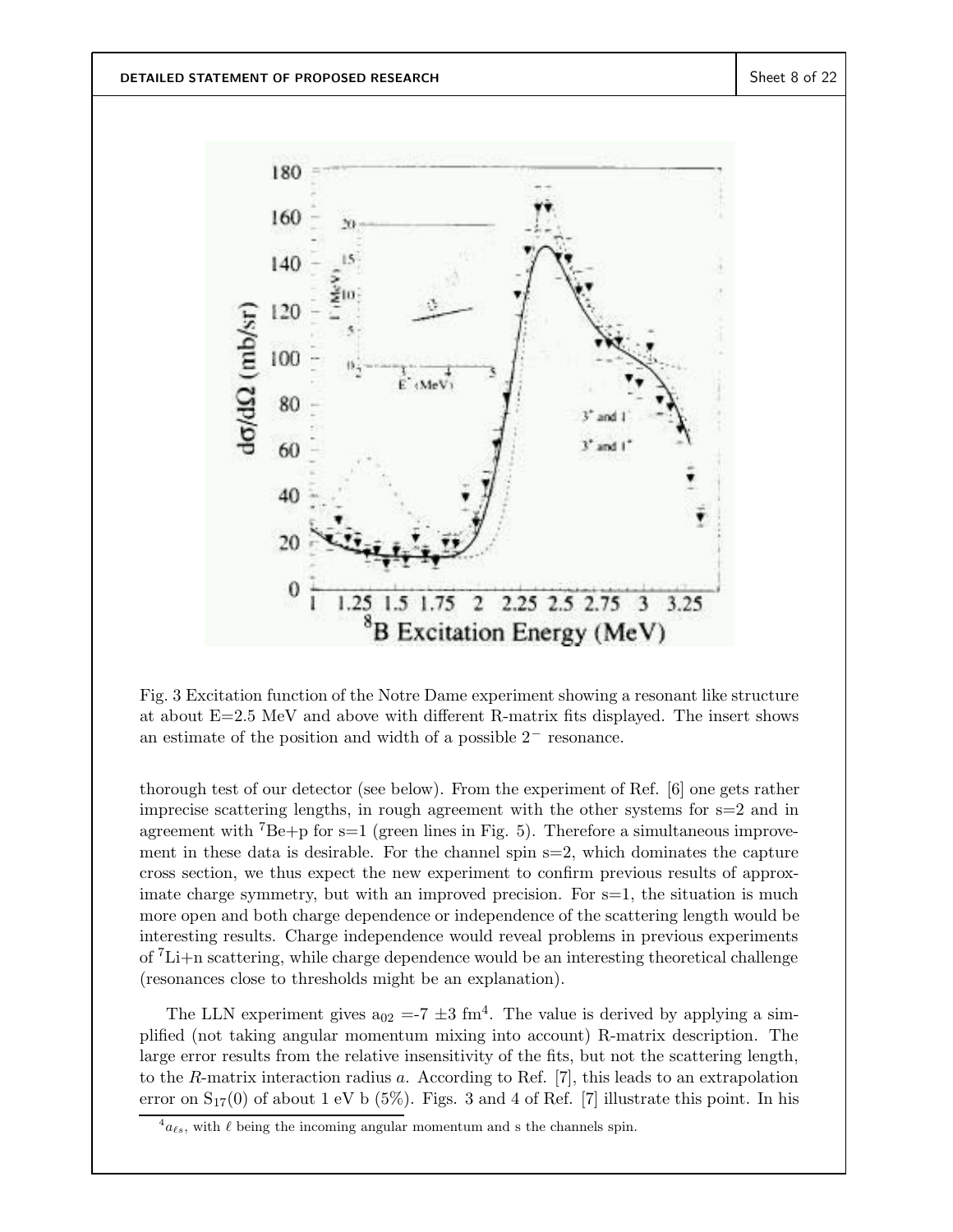Fig. 3 Excitation function of the Notre Dame experiment showing a resonant like structure at about E=2.5 MeV and above with different R-matrix fits displayed. The insert shows an estimate of the position and width of a possible $2^-$ resonance.

thorough test of our detector (see below). From the experiment of Ref. [6] one gets rather imprecise scattering lengths, in rough agreement with the other systems for s=2 and in agreement with $^7$Be+p for s=1 (green lines in Fig. 5). Therefore a simultaneous improvement in these data is desirable. For the channel spin s=2, which dominates the capture cross section, we thus expect the new experiment to confirm previous results of approximate charge symmetry, but with an improved precision. For s=1, the situation is much more open and both charge dependence or independence of the scattering length would be interesting results. Charge independence would reveal problems in previous experiments of $^7$Li+n scattering, while charge dependence would be an interesting theoretical challenge (resonances close to thresholds might be an explanation).

The LLN experiment gives $a_{02}$ =-7 $\pm$3 fm[4]. The value is derived by applying a simplified (not taking angular momentum mixing into account) R-matrix description. The large error results from the relative insensitivity of the fits, but not the scattering length, to the $R$-matrix interaction radius $a$. According to Ref. [7], this leads to an extrapolation error on $S_{17}(0)$ of about 1 eV b (5%). Figs. 3 and 4 of Ref. [7] illustrate this point. In his

[4] $a_{\ell s}$, with $\ell$ being the incoming angular momentum and s the channels spin.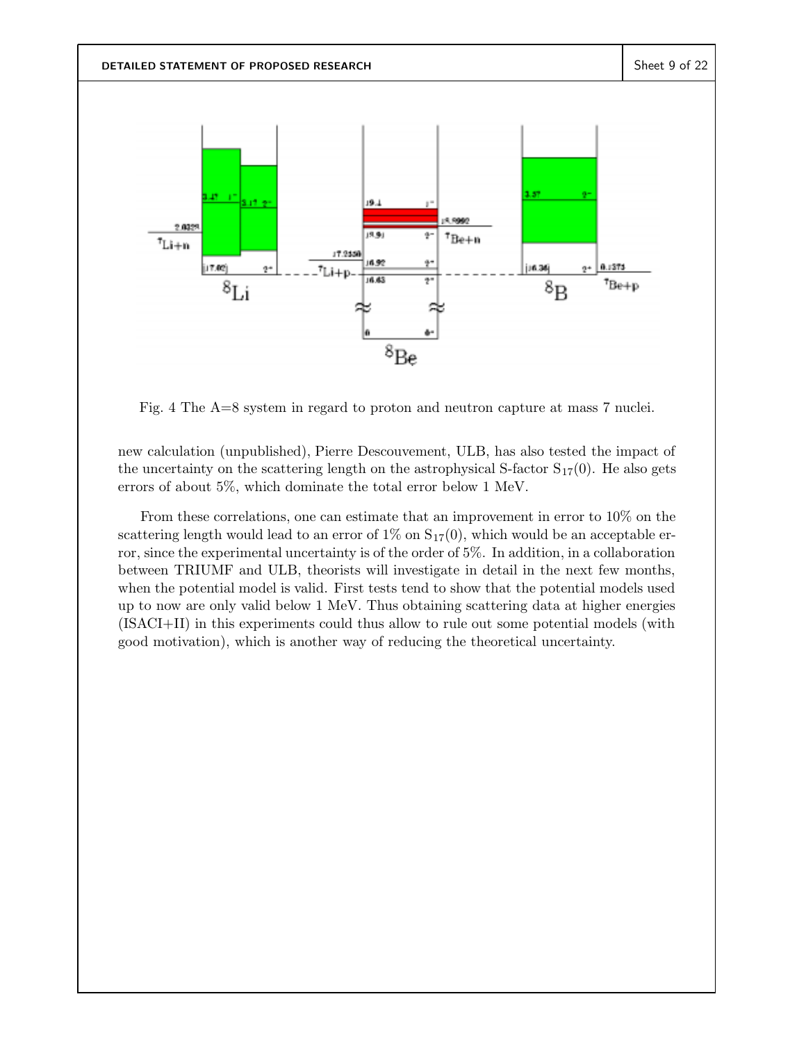Fig. 4 The A=8 system in regard to proton and neutron capture at mass 7 nuclei.

new calculation (unpublished), Pierre Descouvement, ULB, has also tested the impact of the uncertainty on the scattering length on the astrophysical S-factor $S_{17}(0)$. He also gets errors of about 5%, which dominate the total error below 1 MeV.

From these correlations, one can estimate that an improvement in error to 10% on the scattering length would lead to an error of 1% on $S_{17}(0)$, which would be an acceptable error, since the experimental uncertainty is of the order of 5%. In addition, in a collaboration between TRIUMF and ULB, theorists will investigate in detail in the next few months, when the potential model is valid. First tests tend to show that the potential models used up to now are only valid below 1 MeV. Thus obtaining scattering data at higher energies (ISACI+II) in this experiments could thus allow to rule out some potential models (with good motivation), which is another way of reducing the theoretical uncertainty.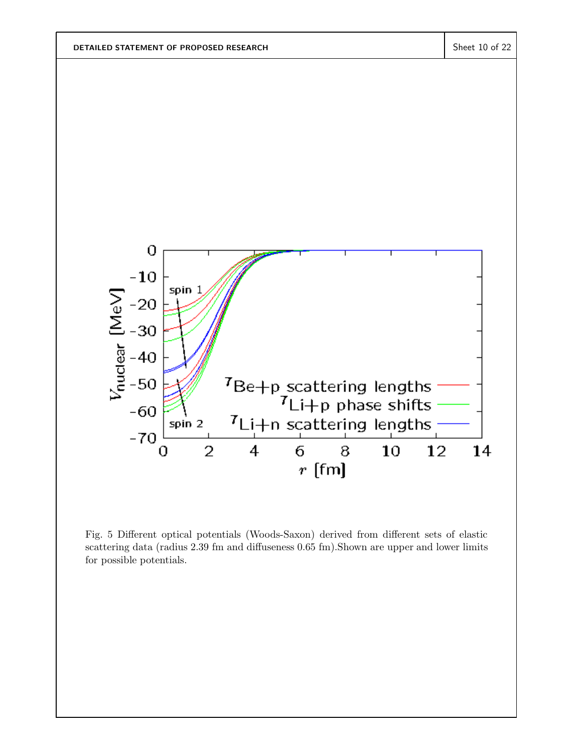Fig. 5 Different optical potentials (Woods-Saxon) derived from different sets of elastic scattering data (radius 2.39 fm and diffuseness 0.65 fm).Shown are upper and lower limits for possible potentials.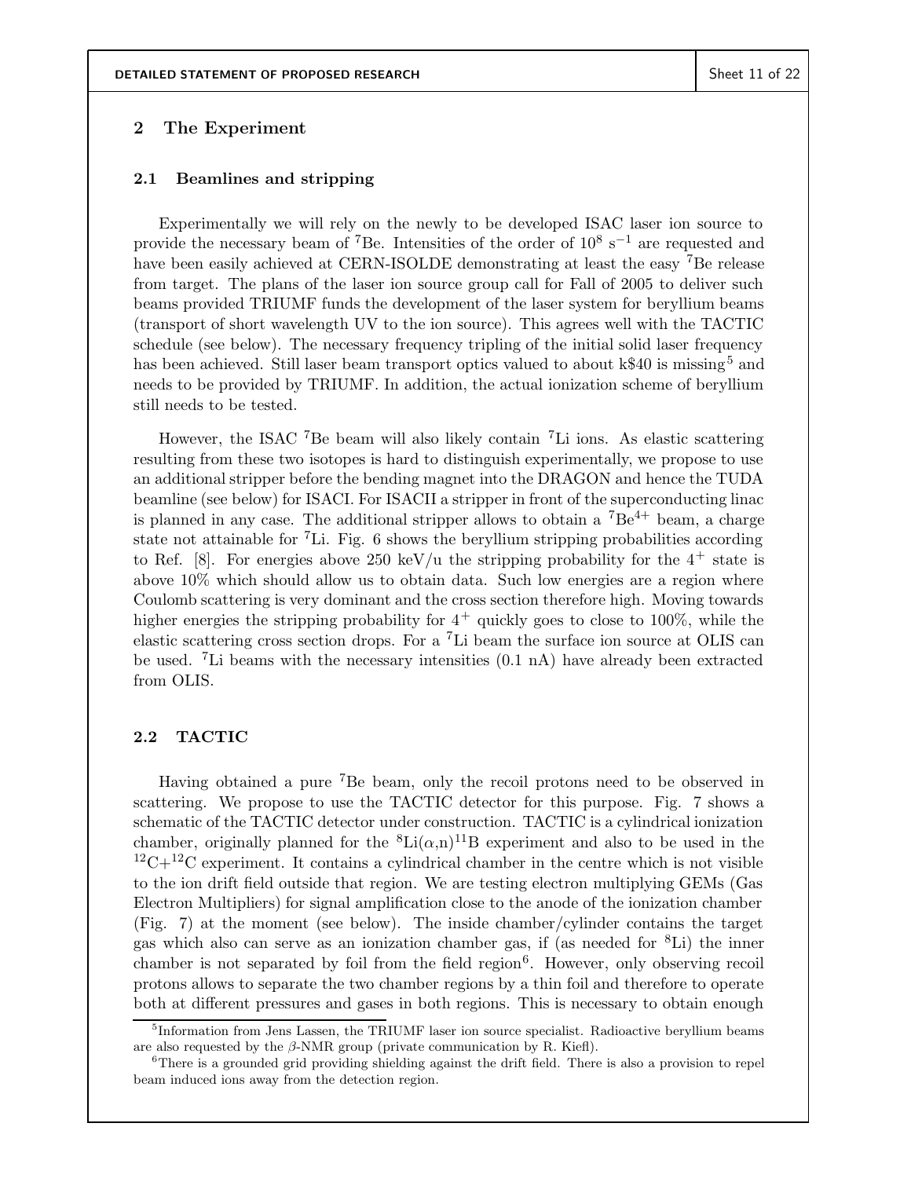## 2 The Experiment

### 2.1 Beamlines and stripping

Experimentally we will rely on the newly to be developed ISAC laser ion source to provide the necessary beam of $^7$Be. Intensities of the order of $10^8$ s$^{-1}$ are requested and have been easily achieved at CERN-ISOLDE demonstrating at least the easy $^7$Be release from target. The plans of the laser ion source group call for Fall of 2005 to deliver such beams provided TRIUMF funds the development of the laser system for beryllium beams (transport of short wavelength UV to the ion source). This agrees well with the TACTIC schedule (see below). The necessary frequency tripling of the initial solid laser frequency has been achieved. Still laser beam transport optics valued to about k$40 is missing[5] and needs to be provided by TRIUMF. In addition, the actual ionization scheme of beryllium still needs to be tested.

However, the ISAC $^7$Be beam will also likely contain $^7$Li ions. As elastic scattering resulting from these two isotopes is hard to distinguish experimentally, we propose to use an additional stripper before the bending magnet into the DRAGON and hence the TUDA beamline (see below) for ISACI. For ISACII a stripper in front of the superconducting linac is planned in any case. The additional stripper allows to obtain a $^7$Be$^{4+}$ beam, a charge state not attainable for $^7$Li. Fig. 6 shows the beryllium stripping probabilities according to Ref. [8]. For energies above 250 keV/u the stripping probability for the $4^+$ state is above 10% which should allow us to obtain data. Such low energies are a region where Coulomb scattering is very dominant and the cross section therefore high. Moving towards higher energies the stripping probability for $4^+$ quickly goes to close to 100%, while the elastic scattering cross section drops. For a $^7$Li beam the surface ion source at OLIS can be used. $^7$Li beams with the necessary intensities (0.1 nA) have already been extracted from OLIS.

### 2.2 TACTIC

Having obtained a pure $^7$Be beam, only the recoil protons need to be observed in scattering. We propose to use the TACTIC detector for this purpose. Fig. 7 shows a schematic of the TACTIC detector under construction. TACTIC is a cylindrical ionization chamber, originally planned for the $^8$Li($\alpha$,n)$^{11}$B experiment and also to be used in the $^{12}$C+$^{12}$C experiment. It contains a cylindrical chamber in the centre which is not visible to the ion drift field outside that region. We are testing electron multiplying GEMs (Gas Electron Multipliers) for signal amplification close to the anode of the ionization chamber (Fig. 7) at the moment (see below). The inside chamber/cylinder contains the target gas which also can serve as an ionization chamber gas, if (as needed for $^8$Li) the inner chamber is not separated by foil from the field region[6]. However, only observing recoil protons allows to separate the two chamber regions by a thin foil and therefore to operate both at different pressures and gases in both regions. This is necessary to obtain enough

[5] Information from Jens Lassen, the TRIUMF laser ion source specialist. Radioactive beryllium beams are also requested by the $\beta$-NMR group (private communication by R. Kiefl).

[6] There is a grounded grid providing shielding against the drift field. There is also a provision to repel beam induced ions away from the detection region.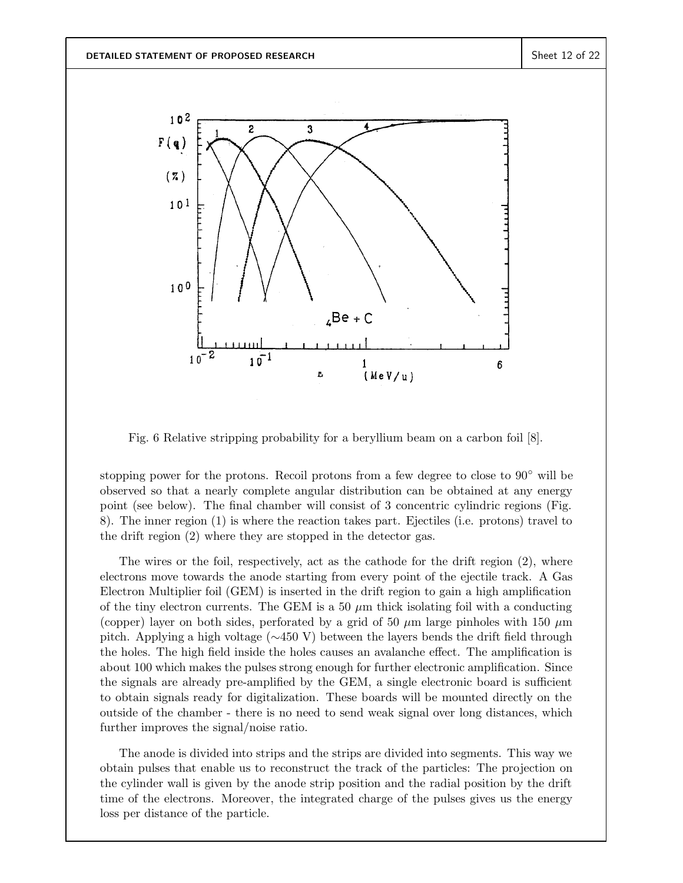Fig. 6 Relative stripping probability for a beryllium beam on a carbon foil [8].

stopping power for the protons. Recoil protons from a few degree to close to 90° will be observed so that a nearly complete angular distribution can be obtained at any energy point (see below). The final chamber will consist of 3 concentric cylindric regions (Fig. 8). The inner region (1) is where the reaction takes part. Ejectiles (i.e. protons) travel to the drift region (2) where they are stopped in the detector gas.

The wires or the foil, respectively, act as the cathode for the drift region (2), where electrons move towards the anode starting from every point of the ejectile track. A Gas Electron Multiplier foil (GEM) is inserted in the drift region to gain a high amplification of the tiny electron currents. The GEM is a 50 $\mu$m thick isolating foil with a conducting (copper) layer on both sides, perforated by a grid of 50 $\mu$m large pinholes with 150 $\mu$m pitch. Applying a high voltage ($\sim$450 V) between the layers bends the drift field through the holes. The high field inside the holes causes an avalanche effect. The amplification is about 100 which makes the pulses strong enough for further electronic amplification. Since the signals are already pre-amplified by the GEM, a single electronic board is sufficient to obtain signals ready for digitalization. These boards will be mounted directly on the outside of the chamber - there is no need to send weak signal over long distances, which further improves the signal/noise ratio.

The anode is divided into strips and the strips are divided into segments. This way we obtain pulses that enable us to reconstruct the track of the particles: The projection on the cylinder wall is given by the anode strip position and the radial position by the drift time of the electrons. Moreover, the integrated charge of the pulses gives us the energy loss per distance of the particle.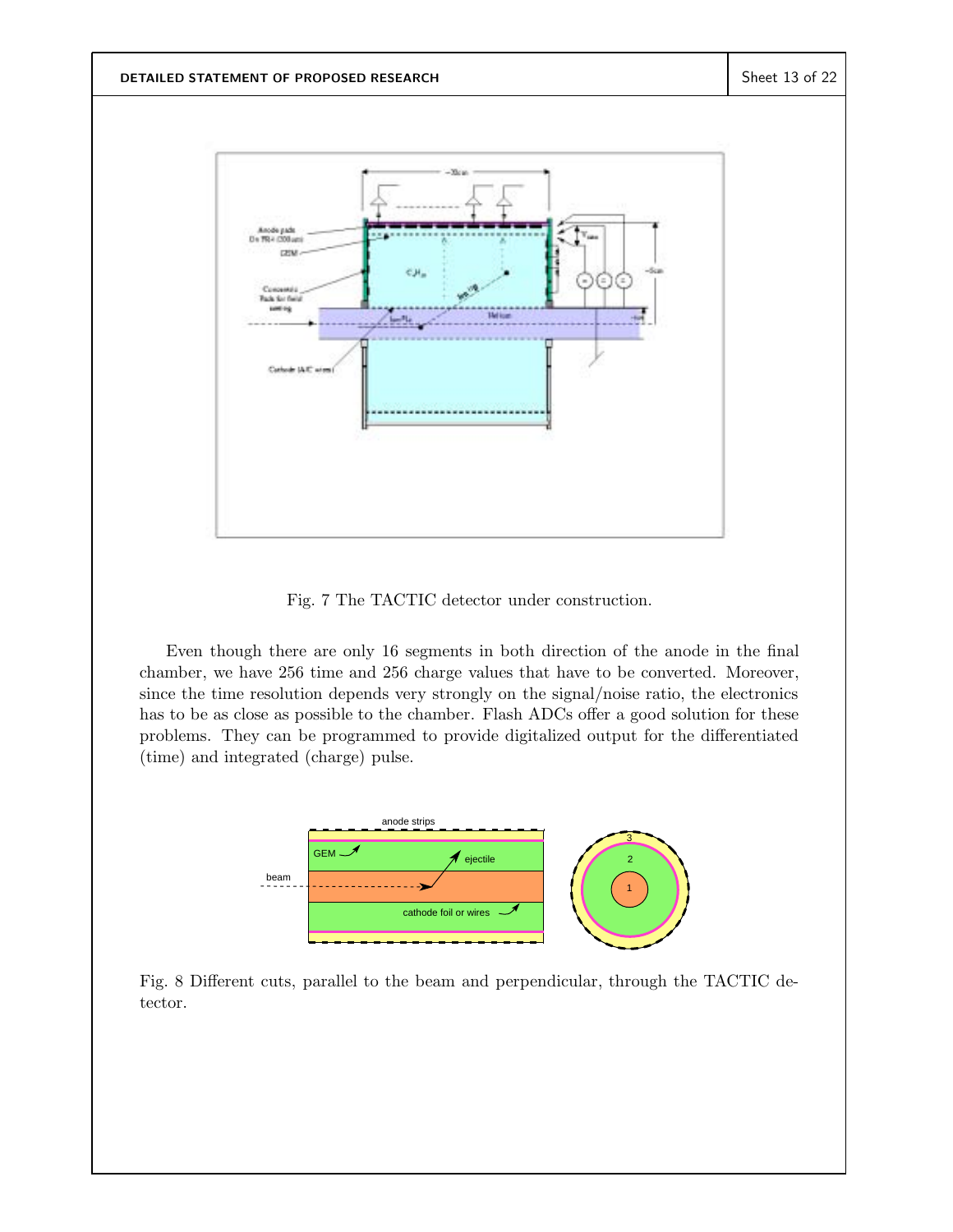Fig. 7 The TACTIC detector under construction.

Even though there are only 16 segments in both direction of the anode in the final chamber, we have 256 time and 256 charge values that have to be converted. Moreover, since the time resolution depends very strongly on the signal/noise ratio, the electronics has to be as close as possible to the chamber. Flash ADCs offer a good solution for these problems. They can be programmed to provide digitalized output for the differentiated (time) and integrated (charge) pulse.

Fig. 8 Different cuts, parallel to the beam and perpendicular, through the TACTIC detector.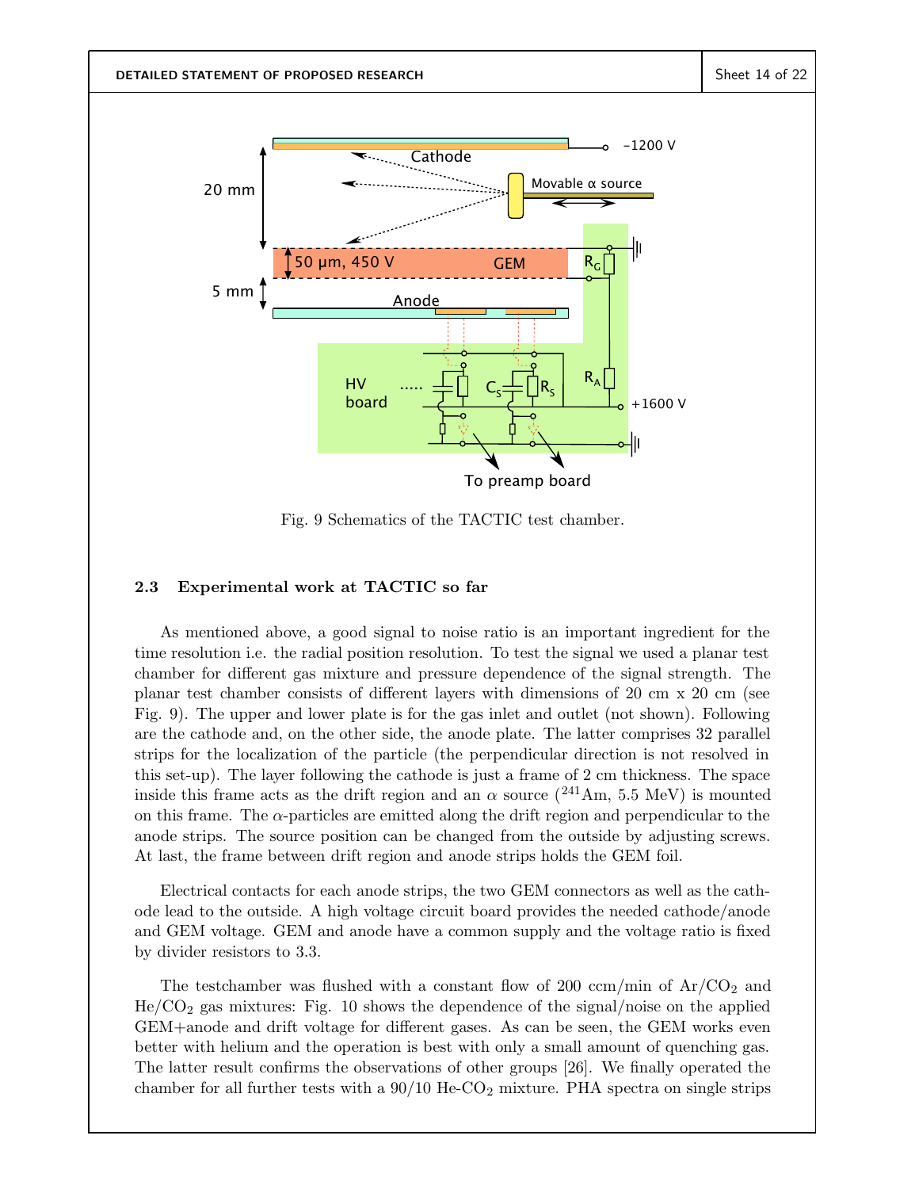Fig. 9 Schematics of the TACTIC test chamber.

### 2.3 Experimental work at TACTIC so far

As mentioned above, a good signal to noise ratio is an important ingredient for the time resolution i.e. the radial position resolution. To test the signal we used a planar test chamber for different gas mixture and pressure dependence of the signal strength. The planar test chamber consists of different layers with dimensions of 20 cm x 20 cm (see Fig. 9). The upper and lower plate is for the gas inlet and outlet (not shown). Following are the cathode and, on the other side, the anode plate. The latter comprises 32 parallel strips for the localization of the particle (the perpendicular direction is not resolved in this set-up). The layer following the cathode is just a frame of 2 cm thickness. The space inside this frame acts as the drift region and an $\alpha$ source ($^{241}$Am, 5.5 MeV) is mounted on this frame. The $\alpha$-particles are emitted along the drift region and perpendicular to the anode strips. The source position can be changed from the outside by adjusting screws. At last, the frame between drift region and anode strips holds the GEM foil.

Electrical contacts for each anode strips, the two GEM connectors as well as the cathode lead to the outside. A high voltage circuit board provides the needed cathode/anode and GEM voltage. GEM and anode have a common supply and the voltage ratio is fixed by divider resistors to 3.3.

The testchamber was flushed with a constant flow of 200 ccm/min of Ar/$CO_2$ and He/$CO_2$ gas mixtures: Fig. 10 shows the dependence of the signal/noise on the applied GEM+anode and drift voltage for different gases. As can be seen, the GEM works even better with helium and the operation is best with only a small amount of quenching gas. The latter result confirms the observations of other groups [26]. We finally operated the chamber for all further tests with a 90/10 He-$CO_2$ mixture. PHA spectra on single strips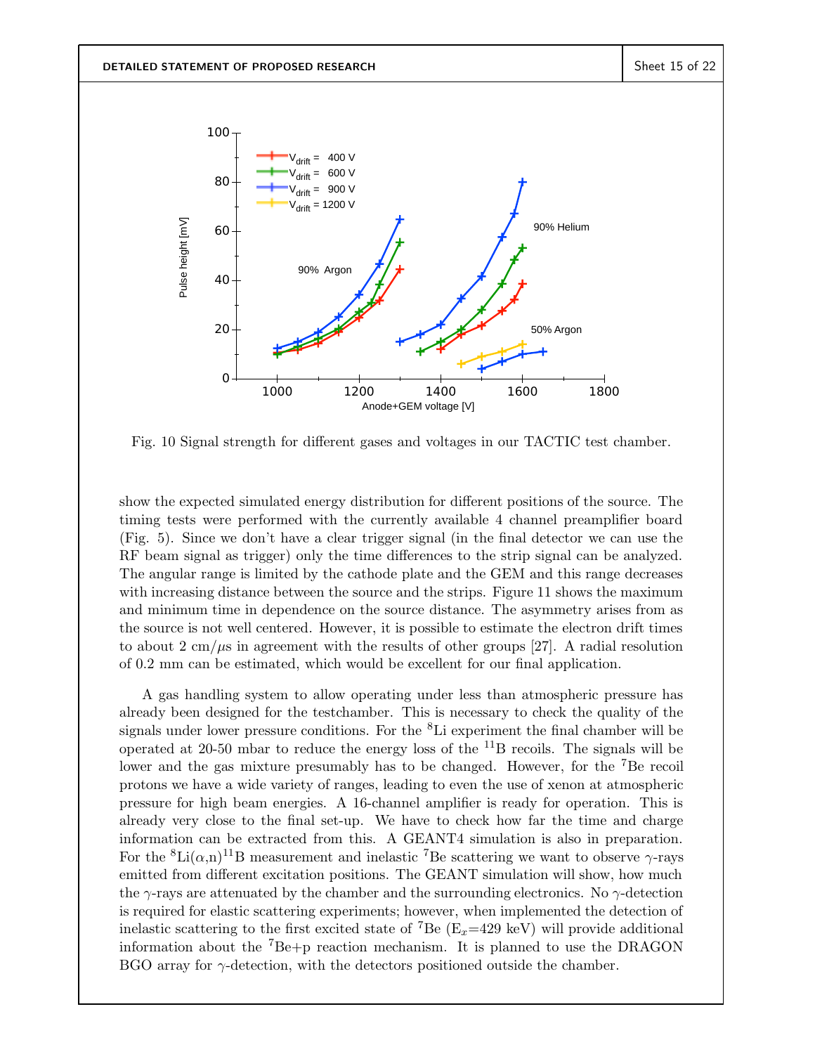Fig. 10 Signal strength for different gases and voltages in our TACTIC test chamber.

show the expected simulated energy distribution for different positions of the source. The timing tests were performed with the currently available 4 channel preamplifier board (Fig. 5). Since we don't have a clear trigger signal (in the final detector we can use the RF beam signal as trigger) only the time differences to the strip signal can be analyzed. The angular range is limited by the cathode plate and the GEM and this range decreases with increasing distance between the source and the strips. Figure 11 shows the maximum and minimum time in dependence on the source distance. The asymmetry arises from as the source is not well centered. However, it is possible to estimate the electron drift times to about 2 cm/$\mu$s in agreement with the results of other groups [27]. A radial resolution of 0.2 mm can be estimated, which would be excellent for our final application.

A gas handling system to allow operating under less than atmospheric pressure has already been designed for the testchamber. This is necessary to check the quality of the signals under lower pressure conditions. For the $^{8}$Li experiment the final chamber will be operated at 20-50 mbar to reduce the energy loss of the $^{11}$B recoils. The signals will be lower and the gas mixture presumably has to be changed. However, for the $^{7}$Be recoil protons we have a wide variety of ranges, leading to even the use of xenon at atmospheric pressure for high beam energies. A 16-channel amplifier is ready for operation. This is already very close to the final set-up. We have to check how far the time and charge information can be extracted from this. A GEANT4 simulation is also in preparation. For the $^{8}$Li($\alpha$,n)$^{11}$B measurement and inelastic $^{7}$Be scattering we want to observe $\gamma$-rays emitted from different excitation positions. The GEANT simulation will show, how much the $\gamma$-rays are attenuated by the chamber and the surrounding electronics. No $\gamma$-detection is required for elastic scattering experiments; however, when implemented the detection of inelastic scattering to the first excited state of $^{7}$Be ($E_x$=429 keV) will provide additional information about the $^{7}$Be+p reaction mechanism. It is planned to use the DRAGON BGO array for $\gamma$-detection, with the detectors positioned outside the chamber.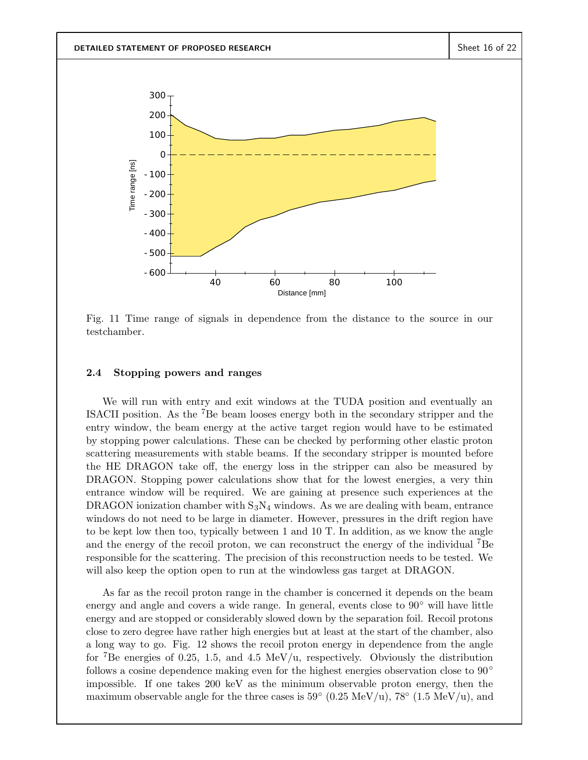Fig. 11 Time range of signals in dependence from the distance to the source in our testchamber.

### 2.4 Stopping powers and ranges

We will run with entry and exit windows at the TUDA position and eventually an ISACII position. As the $^7$Be beam looses energy both in the secondary stripper and the entry window, the beam energy at the active target region would have to be estimated by stopping power calculations. These can be checked by performing other elastic proton scattering measurements with stable beams. If the secondary stripper is mounted before the HE DRAGON take off, the energy loss in the stripper can also be measured by DRAGON. Stopping power calculations show that for the lowest energies, a very thin entrance window will be required. We are gaining at presence such experiences at the DRAGON ionization chamber with $S_3N_4$ windows. As we are dealing with beam, entrance windows do not need to be large in diameter. However, pressures in the drift region have to be kept low then too, typically between 1 and 10 T. In addition, as we know the angle and the energy of the recoil proton, we can reconstruct the energy of the individual $^7$Be responsible for the scattering. The precision of this reconstruction needs to be tested. We will also keep the option open to run at the windowless gas target at DRAGON.

As far as the recoil proton range in the chamber is concerned it depends on the beam energy and angle and covers a wide range. In general, events close to 90° will have little energy and are stopped or considerably slowed down by the separation foil. Recoil protons close to zero degree have rather high energies but at least at the start of the chamber, also a long way to go. Fig. 12 shows the recoil proton energy in dependence from the angle for $^7$Be energies of 0.25, 1.5, and 4.5 MeV/u, respectively. Obviously the distribution follows a cosine dependence making even for the highest energies observation close to 90° impossible. If one takes 200 keV as the minimum observable proton energy, then the maximum observable angle for the three cases is 59° (0.25 MeV/u), 78° (1.5 MeV/u), and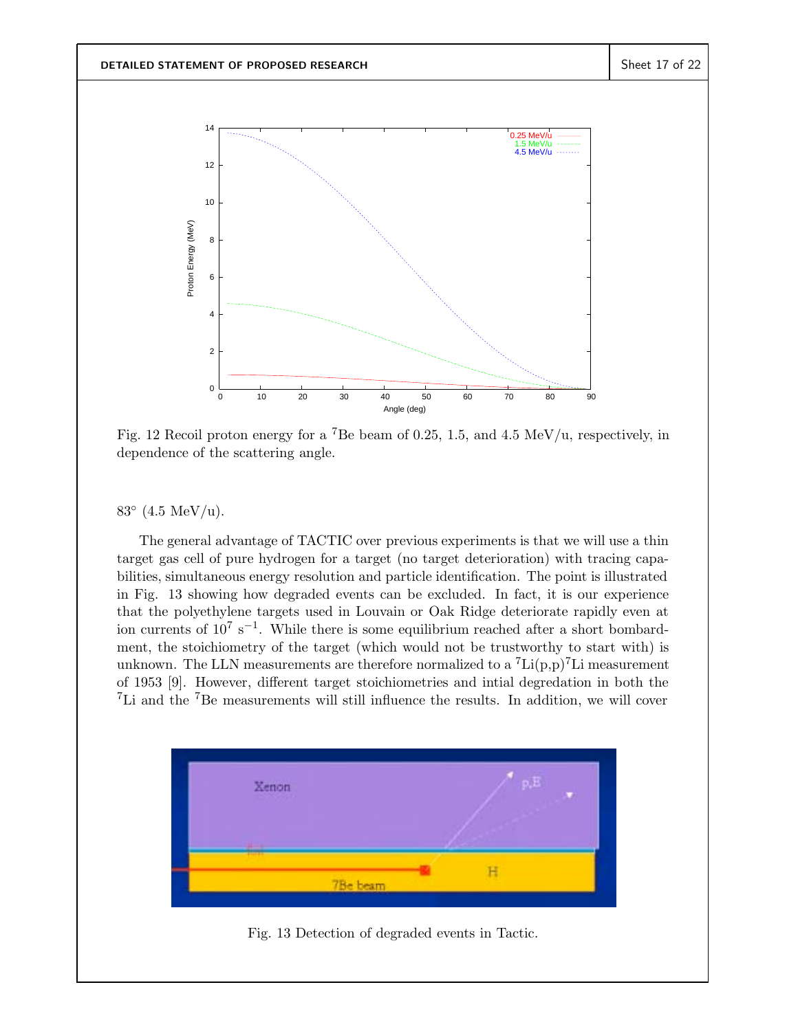Fig. 12 Recoil proton energy for a $^{7}$Be beam of 0.25, 1.5, and 4.5 MeV/u, respectively, in dependence of the scattering angle.

83° (4.5 MeV/u).

The general advantage of TACTIC over previous experiments is that we will use a thin target gas cell of pure hydrogen for a target (no target deterioration) with tracing capabilities, simultaneous energy resolution and particle identification. The point is illustrated in Fig. 13 showing how degraded events can be excluded. In fact, it is our experience that the polyethylene targets used in Louvain or Oak Ridge deteriorate rapidly even at ion currents of $10^{7}$ s$^{-1}$. While there is some equilibrium reached after a short bombardment, the stoichiometry of the target (which would not be trustworthy to start with) is unknown. The LLN measurements are therefore normalized to a $^{7}$Li(p,p)$^{7}$Li measurement of 1953 [9]. However, different target stoichiometries and intial degredation in both the $^{7}$Li and the $^{7}$Be measurements will still influence the results. In addition, we will cover

Fig. 13 Detection of degraded events in Tactic.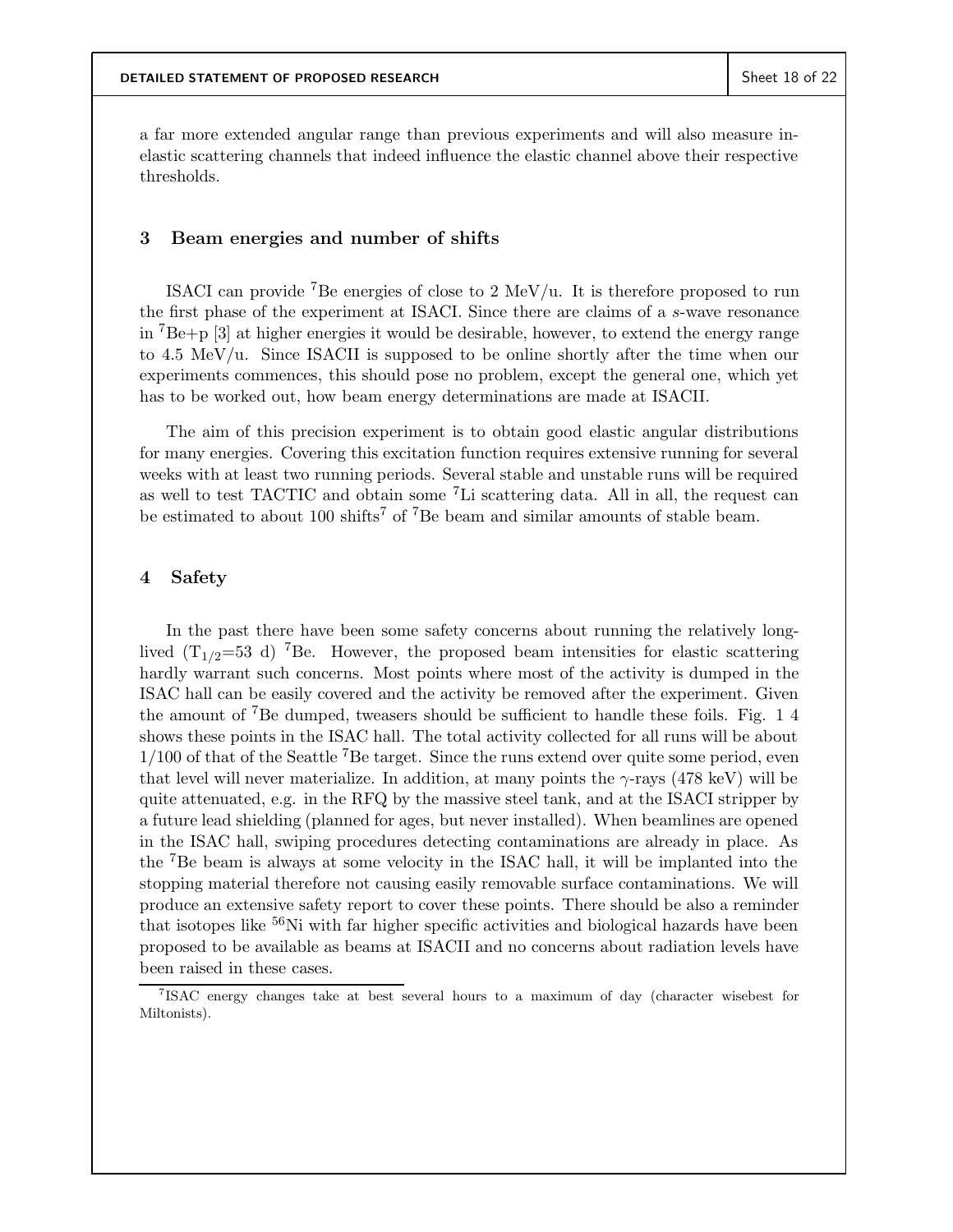a far more extended angular range than previous experiments and will also measure inelastic scattering channels that indeed influence the elastic channel above their respective thresholds.

## 3 Beam energies and number of shifts

ISACI can provide $^{7}$Be energies of close to 2 MeV/u. It is therefore proposed to run the first phase of the experiment at ISACI. Since there are claims of a *s*-wave resonance in $^{7}$Be+p [3] at higher energies it would be desirable, however, to extend the energy range to 4.5 MeV/u. Since ISACII is supposed to be online shortly after the time when our experiments commences, this should pose no problem, except the general one, which yet has to be worked out, how beam energy determinations are made at ISACII.

The aim of this precision experiment is to obtain good elastic angular distributions for many energies. Covering this excitation function requires extensive running for several weeks with at least two running periods. Several stable and unstable runs will be required as well to test TACTIC and obtain some $^{7}$Li scattering data. All in all, the request can be estimated to about 100 shifts[7] of $^{7}$Be beam and similar amounts of stable beam.

## 4 Safety

In the past there have been some safety concerns about running the relatively long-lived ($T_{1/2}$=53 d) $^{7}$Be. However, the proposed beam intensities for elastic scattering hardly warrant such concerns. Most points where most of the activity is dumped in the ISAC hall can be easily covered and the activity be removed after the experiment. Given the amount of $^{7}$Be dumped, tweasers should be sufficient to handle these foils. Fig. 1 4 shows these points in the ISAC hall. The total activity collected for all runs will be about 1/100 of that of the Seattle $^{7}$Be target. Since the runs extend over quite some period, even that level will never materialize. In addition, at many points the $\gamma$-rays (478 keV) will be quite attenuated, e.g. in the RFQ by the massive steel tank, and at the ISACI stripper by a future lead shielding (planned for ages, but never installed). When beamlines are opened in the ISAC hall, swiping procedures detecting contaminations are already in place. As the $^{7}$Be beam is always at some velocity in the ISAC hall, it will be implanted into the stopping material therefore not causing easily removable surface contaminations. We will produce an extensive safety report to cover these points. There should be also a reminder that isotopes like $^{56}$Ni with far higher specific activities and biological hazards have been proposed to be available as beams at ISACII and no concerns about radiation levels have been raised in these cases.

[7] ISAC energy changes take at best several hours to a maximum of day (character wisebest for Miltonists).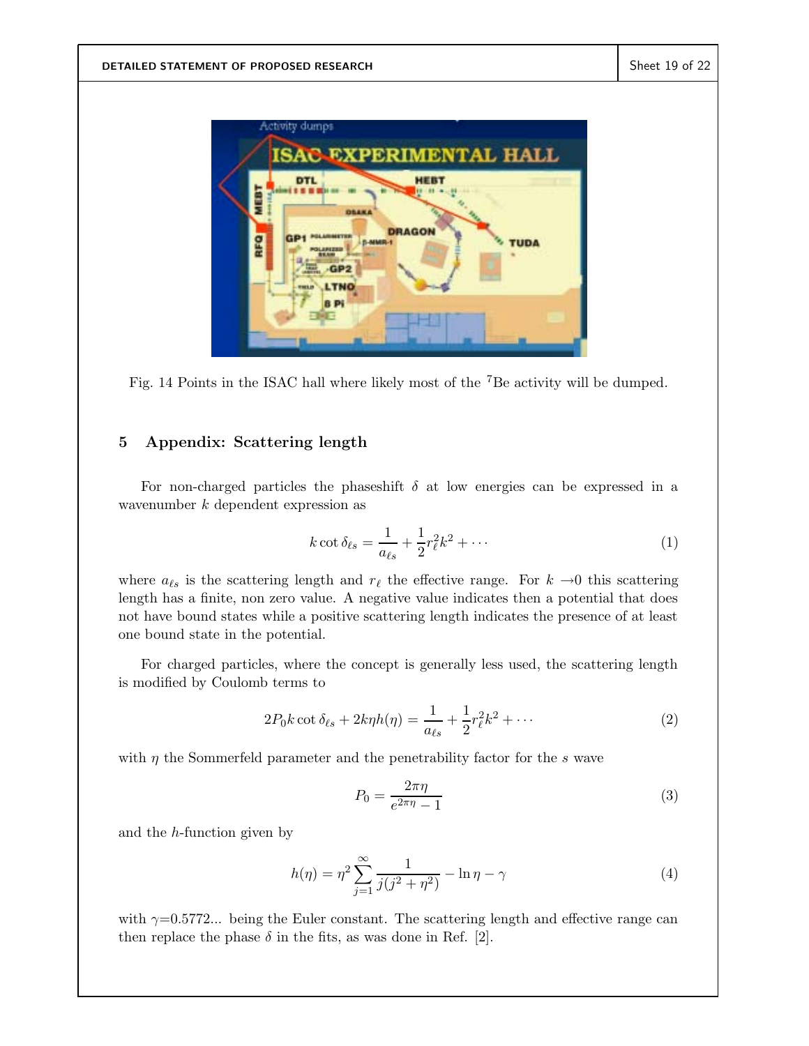Fig. 14 Points in the ISAC hall where likely most of the $^7$Be activity will be dumped.

## 5 Appendix: Scattering length

For non-charged particles the phaseshift $\delta$ at low energies can be expressed in a wavenumber $k$ dependent expression as

$$k \cot \delta_{\ell s} = \frac{1}{a_{\ell s}} + \frac{1}{2} r_\ell^2 k^2 + \cdots \tag{1}$$

where $a_{\ell s}$ is the scattering length and $r_\ell$ the effective range. For $k \rightarrow 0$ this scattering length has a finite, non zero value. A negative value indicates then a potential that does not have bound states while a positive scattering length indicates the presence of at least one bound state in the potential.

For charged particles, where the concept is generally less used, the scattering length is modified by Coulomb terms to

$$2P_0 k \cot \delta_{\ell s} + 2k\eta h(\eta) = \frac{1}{a_{\ell s}} + \frac{1}{2} r_\ell^2 k^2 + \cdots \tag{2}$$

with $\eta$ the Sommerfeld parameter and the penetrability factor for the $s$ wave

$$P_0 = \frac{2\pi\eta}{e^{2\pi\eta} - 1} \tag{3}$$

and the $h$-function given by

$$h(\eta) = \eta^2 \sum_{j=1}^{\infty} \frac{1}{j(j^2 + \eta^2)} - \ln \eta - \gamma \tag{4}$$

with $\gamma$=0.5772... being the Euler constant. The scattering length and effective range can then replace the phase $\delta$ in the fits, as was done in Ref. [2].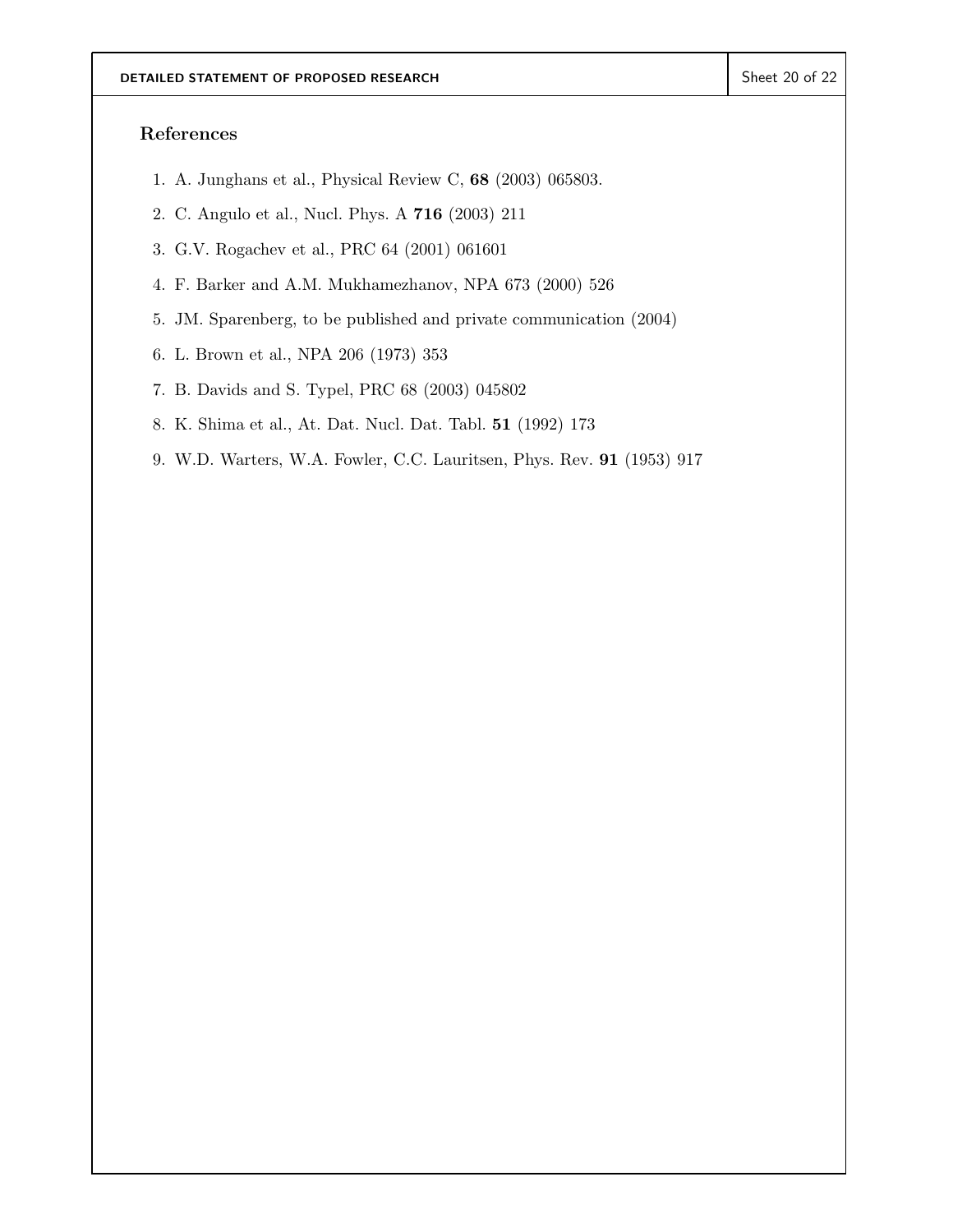## References

1. A. Junghans et al., Physical Review C, **68** (2003) 065803.
2. C. Angulo et al., Nucl. Phys. A **716** (2003) 211
3. G.V. Rogachev et al., PRC 64 (2001) 061601
4. F. Barker and A.M. Mukhamezhanov, NPA 673 (2000) 526
5. JM. Sparenberg, to be published and private communication (2004)
6. L. Brown et al., NPA 206 (1973) 353
7. B. Davids and S. Typel, PRC 68 (2003) 045802
8. K. Shima et al., At. Dat. Nucl. Dat. Tabl. **51** (1992) 173
9. W.D. Warters, W.A. Fowler, C.C. Lauritsen, Phys. Rev. **91** (1953) 917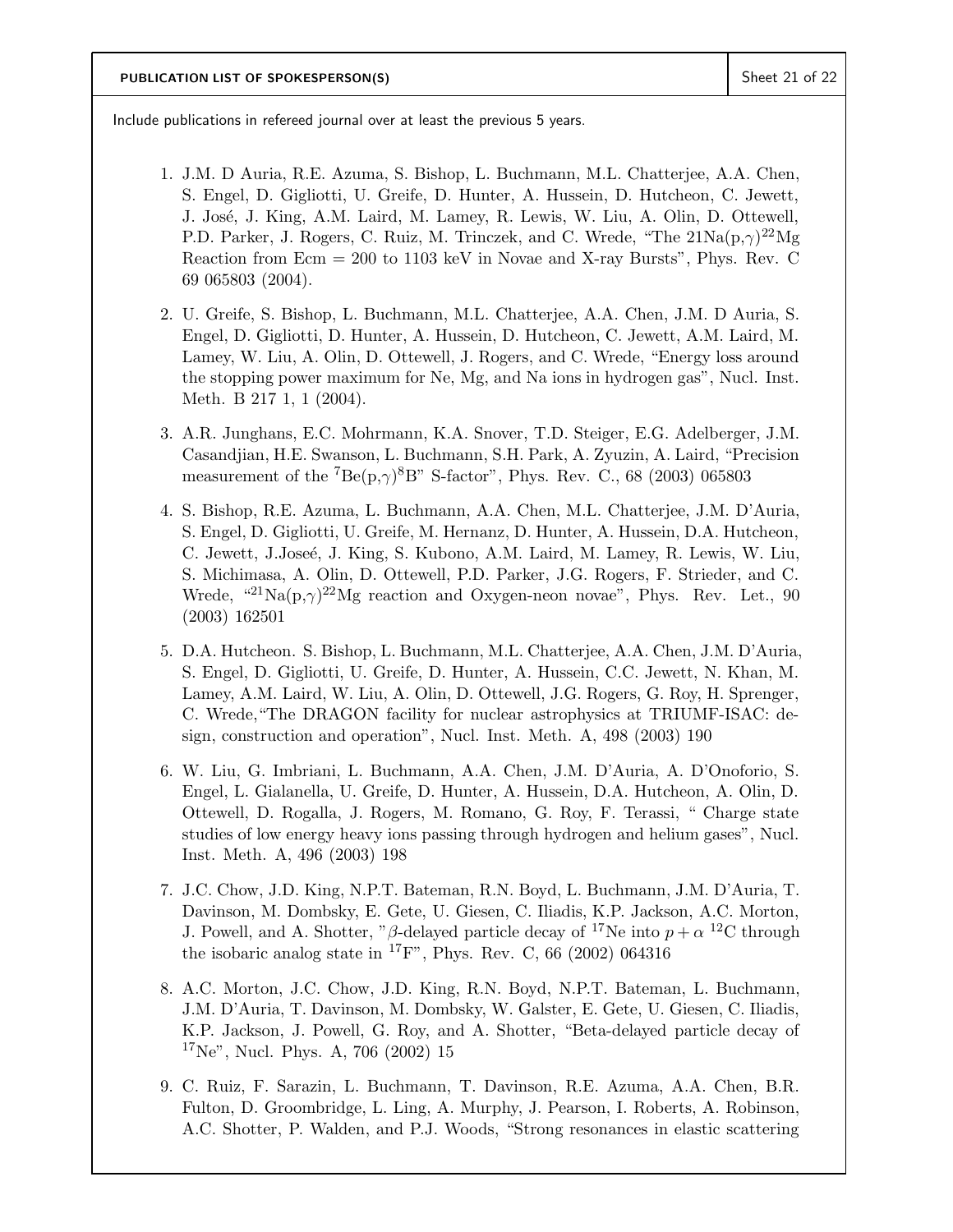**PUBLICATION LIST OF SPOKESPERSON(S)**

Include publications in refereed journal over at least the previous 5 years.

1. J.M. D Auria, R.E. Azuma, S. Bishop, L. Buchmann, M.L. Chatterjee, A.A. Chen, S. Engel, D. Gigliotti, U. Greife, D. Hunter, A. Hussein, D. Hutcheon, C. Jewett, J. José, J. King, A.M. Laird, M. Lamey, R. Lewis, W. Liu, A. Olin, D. Ottewell, P.D. Parker, J. Rogers, C. Ruiz, M. Trinczek, and C. Wrede, "The 21Na(p,$\gamma$)$^{22}$Mg Reaction from Ecm = 200 to 1103 keV in Novae and X-ray Bursts", Phys. Rev. C 69 065803 (2004).

2. U. Greife, S. Bishop, L. Buchmann, M.L. Chatterjee, A.A. Chen, J.M. D Auria, S. Engel, D. Gigliotti, D. Hunter, A. Hussein, D. Hutcheon, C. Jewett, A.M. Laird, M. Lamey, W. Liu, A. Olin, D. Ottewell, J. Rogers, and C. Wrede, "Energy loss around the stopping power maximum for Ne, Mg, and Na ions in hydrogen gas", Nucl. Inst. Meth. B 217 1, 1 (2004).

3. A.R. Junghans, E.C. Mohrmann, K.A. Snover, T.D. Steiger, E.G. Adelberger, J.M. Casandjian, H.E. Swanson, L. Buchmann, S.H. Park, A. Zyuzin, A. Laird, "Precision measurement of the $^{7}$Be(p,$\gamma$)$^{8}$B" S-factor", Phys. Rev. C., 68 (2003) 065803

4. S. Bishop, R.E. Azuma, L. Buchmann, A.A. Chen, M.L. Chatterjee, J.M. D'Auria, S. Engel, D. Gigliotti, U. Greife, M. Hernanz, D. Hunter, A. Hussein, D.A. Hutcheon, C. Jewett, J.Joseé, J. King, S. Kubono, A.M. Laird, M. Lamey, R. Lewis, W. Liu, S. Michimasa, A. Olin, D. Ottewell, P.D. Parker, J.G. Rogers, F. Strieder, and C. Wrede, "$^{21}$Na(p,$\gamma$)$^{22}$Mg reaction and Oxygen-neon novae", Phys. Rev. Let., 90 (2003) 162501

5. D.A. Hutcheon. S. Bishop, L. Buchmann, M.L. Chatterjee, A.A. Chen, J.M. D'Auria, S. Engel, D. Gigliotti, U. Greife, D. Hunter, A. Hussein, C.C. Jewett, N. Khan, M. Lamey, A.M. Laird, W. Liu, A. Olin, D. Ottewell, J.G. Rogers, G. Roy, H. Sprenger, C. Wrede,"The DRAGON facility for nuclear astrophysics at TRIUMF-ISAC: design, construction and operation", Nucl. Inst. Meth. A, 498 (2003) 190

6. W. Liu, G. Imbriani, L. Buchmann, A.A. Chen, J.M. D'Auria, A. D'Onoforio, S. Engel, L. Gialanella, U. Greife, D. Hunter, A. Hussein, D.A. Hutcheon, A. Olin, D. Ottewell, D. Rogalla, J. Rogers, M. Romano, G. Roy, F. Terassi, " Charge state studies of low energy heavy ions passing through hydrogen and helium gases", Nucl. Inst. Meth. A, 496 (2003) 198

7. J.C. Chow, J.D. King, N.P.T. Bateman, R.N. Boyd, L. Buchmann, J.M. D'Auria, T. Davinson, M. Dombsky, E. Gete, U. Giesen, C. Iliadis, K.P. Jackson, A.C. Morton, J. Powell, and A. Shotter, "$\beta$-delayed particle decay of $^{17}$Ne into $p + \alpha$ $^{12}$C through the isobaric analog state in $^{17}$F", Phys. Rev. C, 66 (2002) 064316

8. A.C. Morton, J.C. Chow, J.D. King, R.N. Boyd, N.P.T. Bateman, L. Buchmann, J.M. D'Auria, T. Davinson, M. Dombsky, W. Galster, E. Gete, U. Giesen, C. Iliadis, K.P. Jackson, J. Powell, G. Roy, and A. Shotter, "Beta-delayed particle decay of $^{17}$Ne", Nucl. Phys. A, 706 (2002) 15

9. C. Ruiz, F. Sarazin, L. Buchmann, T. Davinson, R.E. Azuma, A.A. Chen, B.R. Fulton, D. Groombridge, L. Ling, A. Murphy, J. Pearson, I. Roberts, A. Robinson, A.C. Shotter, P. Walden, and P.J. Woods, "Strong resonances in elastic scattering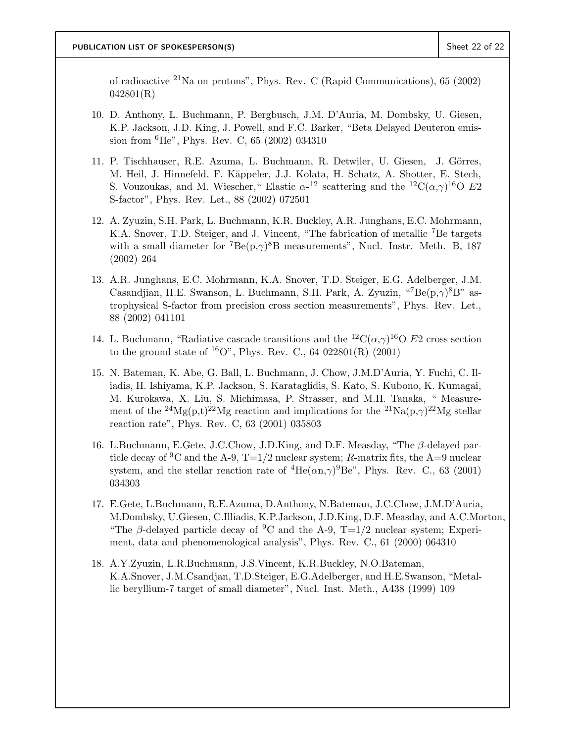of radioactive $^{21}$Na on protons", Phys. Rev. C (Rapid Communications), 65 (2002) 042801(R)

10. D. Anthony, L. Buchmann, P. Bergbusch, J.M. D'Auria, M. Dombsky, U. Giesen, K.P. Jackson, J.D. King, J. Powell, and F.C. Barker, "Beta Delayed Deuteron emission from $^{6}$He", Phys. Rev. C, 65 (2002) 034310

11. P. Tischhauser, R.E. Azuma, L. Buchmann, R. Detwiler, U. Giesen, J. Görres, M. Heil, J. Hinnefeld, F. Käppeler, J.J. Kolata, H. Schatz, A. Shotter, E. Stech, S. Vouzoukas, and M. Wiescher," Elastic $\alpha$-$^{12}$ scattering and the $^{12}$C($\alpha$,$\gamma$)$^{16}$O $E2$ S-factor", Phys. Rev. Let., 88 (2002) 072501

12. A. Zyuzin, S.H. Park, L. Buchmann, K.R. Buckley, A.R. Junghans, E.C. Mohrmann, K.A. Snover, T.D. Steiger, and J. Vincent, "The fabrication of metallic $^{7}$Be targets with a small diameter for $^{7}$Be(p,$\gamma$)$^{8}$B measurements", Nucl. Instr. Meth. B, 187 (2002) 264

13. A.R. Junghans, E.C. Mohrmann, K.A. Snover, T.D. Steiger, E.G. Adelberger, J.M. Casandjian, H.E. Swanson, L. Buchmann, S.H. Park, A. Zyuzin, "$^{7}$Be(p,$\gamma$)$^{8}$B" astrophysical S-factor from precision cross section measurements", Phys. Rev. Let., 88 (2002) 041101

14. L. Buchmann, "Radiative cascade transitions and the $^{12}$C($\alpha$,$\gamma$)$^{16}$O $E2$ cross section to the ground state of $^{16}$O", Phys. Rev. C., 64 022801(R) (2001)

15. N. Bateman, K. Abe, G. Ball, L. Buchmann, J. Chow, J.M.D'Auria, Y. Fuchi, C. Iliadis, H. Ishiyama, K.P. Jackson, S. Karataglidis, S. Kato, S. Kubono, K. Kumagai, M. Kurokawa, X. Liu, S. Michimasa, P. Strasser, and M.H. Tanaka, " Measurement of the $^{24}$Mg(p,t)$^{22}$Mg reaction and implications for the $^{21}$Na(p,$\gamma$)$^{22}$Mg stellar reaction rate", Phys. Rev. C, 63 (2001) 035803

16. L.Buchmann, E.Gete, J.C.Chow, J.D.King, and D.F. Measday, "The $\beta$-delayed particle decay of $^{9}$C and the A-9, T=1/2 nuclear system; $R$-matrix fits, the A=9 nuclear system, and the stellar reaction rate of $^{4}$He($\alpha$n,$\gamma$)$^{9}$Be", Phys. Rev. C., 63 (2001) 034303

17. E.Gete, L.Buchmann, R.E.Azuma, D.Anthony, N.Bateman, J.C.Chow, J.M.D'Auria, M.Dombsky, U.Giesen, C.Illiadis, K.P.Jackson, J.D.King, D.F. Measday, and A.C.Morton, "The $\beta$-delayed particle decay of $^{9}$C and the A-9, T=1/2 nuclear system; Experiment, data and phenomenological analysis", Phys. Rev. C., 61 (2000) 064310

18. A.Y.Zyuzin, L.R.Buchmann, J.S.Vincent, K.R.Buckley, N.O.Bateman, K.A.Snover, J.M.Csandjan, T.D.Steiger, E.G.Adelberger, and H.E.Swanson, "Metallic beryllium-7 target of small diameter", Nucl. Inst. Meth., A438 (1999) 109